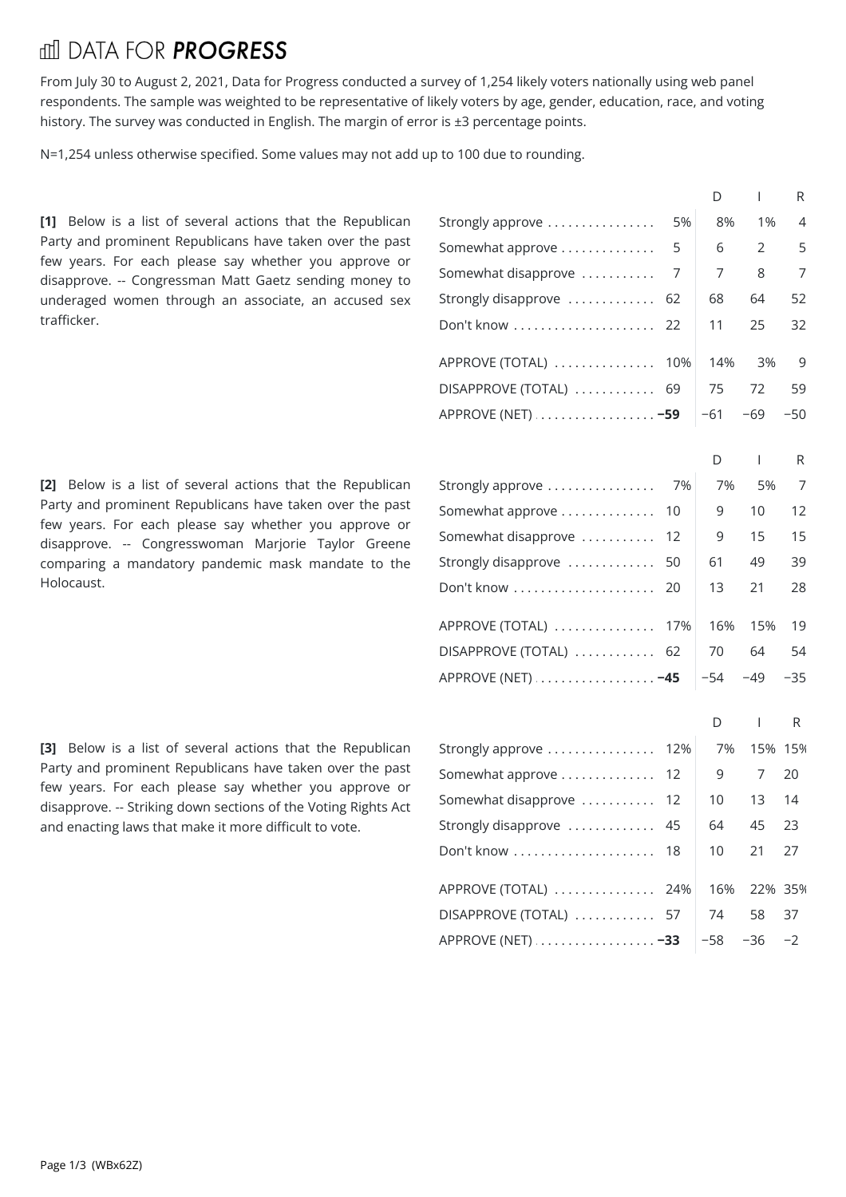# DATA FOR *PROGRESS*

From July 30 to August 2, 2021, Data for Progress conducted a survey of 1,254 likely voters nationally using web panel respondents. The sample was weighted to be representative of likely voters by age, gender, education, race, and voting history. The survey was conducted in English. The margin of error is ±3 percentage points.

N=1,254 unless otherwise specified. Some values may not add up to 100 due to rounding.

**[1]** Below is a list of several actions that the Republican Party and prominent Republicans have taken over the past few years. For each please say whether you approve or disapprove. -- Congressman Matt Gaetz sending money to underaged women through an associate, an accused sex trafficker.

| | | D | I | R |
|---|---|---|---|---|
| Strongly approve | 5% | 8% | 1% | 4 |
| Somewhat approve | 5 | 6 | 2 | 5 |
| Somewhat disapprove | 7 | 7 | 8 | 7 |
| Strongly disapprove | 62 | 68 | 64 | 52 |
| Don't know | 22 | 11 | 25 | 32 |
| APPROVE (TOTAL) | 10% | 14% | 3% | 9 |
| DISAPPROVE (TOTAL) | 69 | 75 | 72 | 59 |
| APPROVE (NET) | **−59** | −61 | −69 | −50 |

**[2]** Below is a list of several actions that the Republican Party and prominent Republicans have taken over the past few years. For each please say whether you approve or disapprove. -- Congresswoman Marjorie Taylor Greene comparing a mandatory pandemic mask mandate to the Holocaust.

| | | D | I | R |
|---|---|---|---|---|
| Strongly approve | 7% | 7% | 5% | 7 |
| Somewhat approve | 10 | 9 | 10 | 12 |
| Somewhat disapprove | 12 | 9 | 15 | 15 |
| Strongly disapprove | 50 | 61 | 49 | 39 |
| Don't know | 20 | 13 | 21 | 28 |
| APPROVE (TOTAL) | 17% | 16% | 15% | 19 |
| DISAPPROVE (TOTAL) | 62 | 70 | 64 | 54 |
| APPROVE (NET) | **−45** | −54 | −49 | −35 |

**[3]** Below is a list of several actions that the Republican Party and prominent Republicans have taken over the past few years. For each please say whether you approve or disapprove. -- Striking down sections of the Voting Rights Act and enacting laws that make it more difficult to vote.

| | | D | I | R |
|---|---|---|---|---|
| Strongly approve | 12% | 7% | 15% | 15% |
| Somewhat approve | 12 | 9 | 7 | 20 |
| Somewhat disapprove | 12 | 10 | 13 | 14 |
| Strongly disapprove | 45 | 64 | 45 | 23 |
| Don't know | 18 | 10 | 21 | 27 |
| APPROVE (TOTAL) | 24% | 16% | 22% | 35% |
| DISAPPROVE (TOTAL) | 57 | 74 | 58 | 37 |
| APPROVE (NET) | **−33** | −58 | −36 | −2 |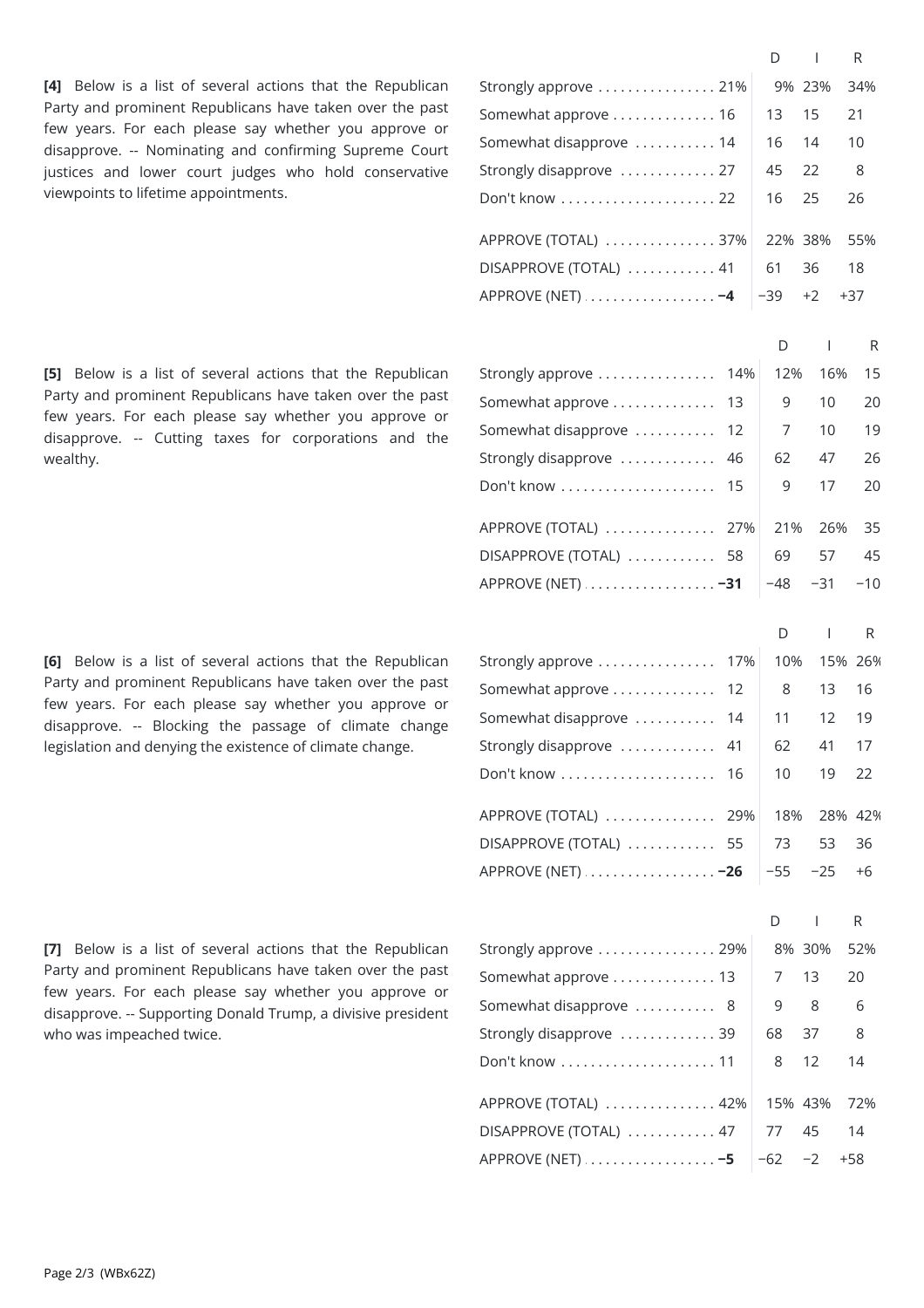**[4]** Below is a list of several actions that the Republican Party and prominent Republicans have taken over the past few years. For each please say whether you approve or disapprove. -- Nominating and confirming Supreme Court justices and lower court judges who hold conservative viewpoints to lifetime appointments.

| | Total | D | I | R |
|---|---|---|---|---|
| Strongly approve | 21% | 9% | 23% | 34% |
| Somewhat approve | 16 | 13 | 15 | 21 |
| Somewhat disapprove | 14 | 16 | 14 | 10 |
| Strongly disapprove | 27 | 45 | 22 | 8 |
| Don't know | 22 | 16 | 25 | 26 |
| APPROVE (TOTAL) | 37% | 22% | 38% | 55% |
| DISAPPROVE (TOTAL) | 41 | 61 | 36 | 18 |
| APPROVE (NET) | **−4** | −39 | +2 | +37 |

**[5]** Below is a list of several actions that the Republican Party and prominent Republicans have taken over the past few years. For each please say whether you approve or disapprove. -- Cutting taxes for corporations and the wealthy.

| | Total | D | I | R |
|---|---|---|---|---|
| Strongly approve | 14% | 12% | 16% | 15 |
| Somewhat approve | 13 | 9 | 10 | 20 |
| Somewhat disapprove | 12 | 7 | 10 | 19 |
| Strongly disapprove | 46 | 62 | 47 | 26 |
| Don't know | 15 | 9 | 17 | 20 |
| APPROVE (TOTAL) | 27% | 21% | 26% | 35 |
| DISAPPROVE (TOTAL) | 58 | 69 | 57 | 45 |
| APPROVE (NET) | **−31** | −48 | −31 | −10 |

**[6]** Below is a list of several actions that the Republican Party and prominent Republicans have taken over the past few years. For each please say whether you approve or disapprove. -- Blocking the passage of climate change legislation and denying the existence of climate change.

| | Total | D | I | R |
|---|---|---|---|---|
| Strongly approve | 17% | 10% | 15% | 26% |
| Somewhat approve | 12 | 8 | 13 | 16 |
| Somewhat disapprove | 14 | 11 | 12 | 19 |
| Strongly disapprove | 41 | 62 | 41 | 17 |
| Don't know | 16 | 10 | 19 | 22 |
| APPROVE (TOTAL) | 29% | 18% | 28% | 42% |
| DISAPPROVE (TOTAL) | 55 | 73 | 53 | 36 |
| APPROVE (NET) | **−26** | −55 | −25 | +6 |

**[7]** Below is a list of several actions that the Republican Party and prominent Republicans have taken over the past few years. For each please say whether you approve or disapprove. -- Supporting Donald Trump, a divisive president who was impeached twice.

| | Total | D | I | R |
|---|---|---|---|---|
| Strongly approve | 29% | 8% | 30% | 52% |
| Somewhat approve | 13 | 7 | 13 | 20 |
| Somewhat disapprove | 8 | 9 | 8 | 6 |
| Strongly disapprove | 39 | 68 | 37 | 8 |
| Don't know | 11 | 8 | 12 | 14 |
| APPROVE (TOTAL) | 42% | 15% | 43% | 72% |
| DISAPPROVE (TOTAL) | 47 | 77 | 45 | 14 |
| APPROVE (NET) | **−5** | −62 | −2 | +58 |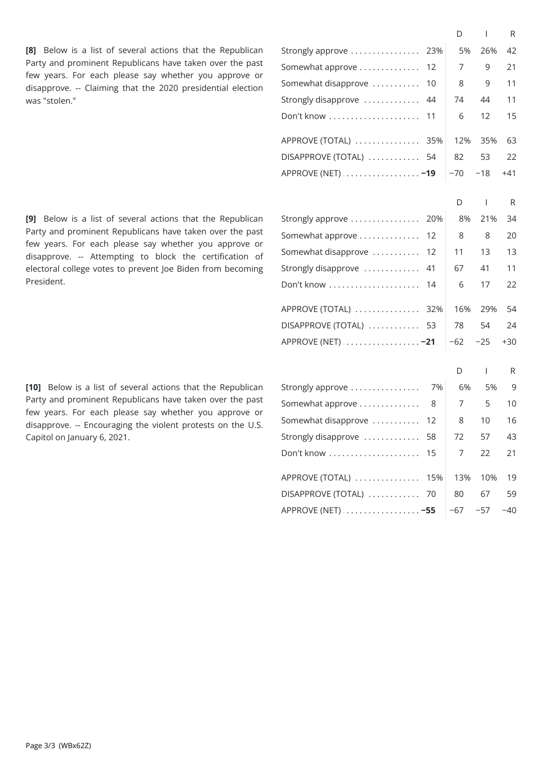**[8]** Below is a list of several actions that the Republican Party and prominent Republicans have taken over the past few years. For each please say whether you approve or disapprove. -- Claiming that the 2020 presidential election was "stolen."

| | | D | I | R |
|---|---|---|---|---|
| Strongly approve | 23% | 5% | 26% | 42 |
| Somewhat approve | 12 | 7 | 9 | 21 |
| Somewhat disapprove | 10 | 8 | 9 | 11 |
| Strongly disapprove | 44 | 74 | 44 | 11 |
| Don't know | 11 | 6 | 12 | 15 |
| APPROVE (TOTAL) | 35% | 12% | 35% | 63 |
| DISAPPROVE (TOTAL) | 54 | 82 | 53 | 22 |
| APPROVE (NET) | **−19** | −70 | −18 | +41 |

**[9]** Below is a list of several actions that the Republican Party and prominent Republicans have taken over the past few years. For each please say whether you approve or disapprove. -- Attempting to block the certification of electoral college votes to prevent Joe Biden from becoming President.

| | | D | I | R |
|---|---|---|---|---|
| Strongly approve | 20% | 8% | 21% | 34 |
| Somewhat approve | 12 | 8 | 8 | 20 |
| Somewhat disapprove | 12 | 11 | 13 | 13 |
| Strongly disapprove | 41 | 67 | 41 | 11 |
| Don't know | 14 | 6 | 17 | 22 |
| APPROVE (TOTAL) | 32% | 16% | 29% | 54 |
| DISAPPROVE (TOTAL) | 53 | 78 | 54 | 24 |
| APPROVE (NET) | **−21** | −62 | −25 | +30 |

**[10]** Below is a list of several actions that the Republican Party and prominent Republicans have taken over the past few years. For each please say whether you approve or disapprove. -- Encouraging the violent protests on the U.S. Capitol on January 6, 2021.

| | | D | I | R |
|---|---|---|---|---|
| Strongly approve | 7% | 6% | 5% | 9 |
| Somewhat approve | 8 | 7 | 5 | 10 |
| Somewhat disapprove | 12 | 8 | 10 | 16 |
| Strongly disapprove | 58 | 72 | 57 | 43 |
| Don't know | 15 | 7 | 22 | 21 |
| APPROVE (TOTAL) | 15% | 13% | 10% | 19 |
| DISAPPROVE (TOTAL) | 70 | 80 | 67 | 59 |
| APPROVE (NET) | **−55** | −67 | −57 | −40 |